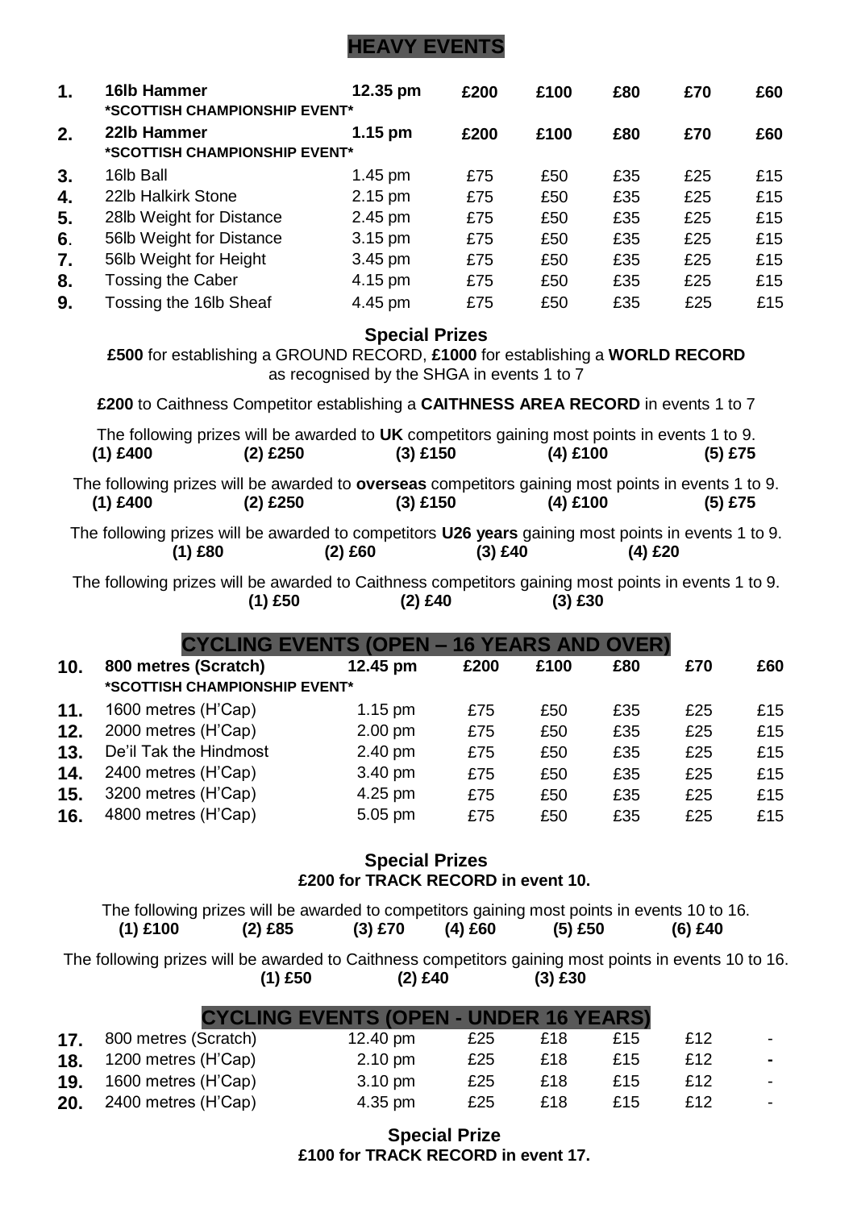## HEAVY EVENTS

| | | | | | | | |
|---|---|---|---|---|---|---|---|
| **1.** | **16lb Hammer**<br>**\*SCOTTISH CHAMPIONSHIP EVENT\*** | **12.35 pm** | **£200** | **£100** | **£80** | **£70** | **£60** |
| **2.** | **22lb Hammer**<br>**\*SCOTTISH CHAMPIONSHIP EVENT\*** | **1.15 pm** | **£200** | **£100** | **£80** | **£70** | **£60** |
| **3.** | 16lb Ball | 1.45 pm | £75 | £50 | £35 | £25 | £15 |
| **4.** | 22lb Halkirk Stone | 2.15 pm | £75 | £50 | £35 | £25 | £15 |
| **5.** | 28lb Weight for Distance | 2.45 pm | £75 | £50 | £35 | £25 | £15 |
| **6.** | 56lb Weight for Distance | 3.15 pm | £75 | £50 | £35 | £25 | £15 |
| **7.** | 56lb Weight for Height | 3.45 pm | £75 | £50 | £35 | £25 | £15 |
| **8.** | Tossing the Caber | 4.15 pm | £75 | £50 | £35 | £25 | £15 |
| **9.** | Tossing the 16lb Sheaf | 4.45 pm | £75 | £50 | £35 | £25 | £15 |

### Special Prizes

**£500** for establishing a GROUND RECORD, **£1000** for establishing a **WORLD RECORD** as recognised by the SHGA in events 1 to 7

**£200** to Caithness Competitor establishing a **CAITHNESS AREA RECORD** in events 1 to 7

The following prizes will be awarded to **UK** competitors gaining most points in events 1 to 9.
**(1) £400** **(2) £250** **(3) £150** **(4) £100** **(5) £75**

The following prizes will be awarded to **overseas** competitors gaining most points in events 1 to 9.
**(1) £400** **(2) £250** **(3) £150** **(4) £100** **(5) £75**

The following prizes will be awarded to competitors **U26 years** gaining most points in events 1 to 9.
**(1) £80** **(2) £60** **(3) £40** **(4) £20**

The following prizes will be awarded to Caithness competitors gaining most points in events 1 to 9.
**(1) £50** **(2) £40** **(3) £30**

## CYCLING EVENTS (OPEN – 16 YEARS AND OVER)

| | | | | | | | |
|---|---|---|---|---|---|---|---|
| **10.** | **800 metres (Scratch)**<br>**\*SCOTTISH CHAMPIONSHIP EVENT\*** | **12.45 pm** | **£200** | **£100** | **£80** | **£70** | **£60** |
| **11.** | 1600 metres (H'Cap) | 1.15 pm | £75 | £50 | £35 | £25 | £15 |
| **12.** | 2000 metres (H'Cap) | 2.00 pm | £75 | £50 | £35 | £25 | £15 |
| **13.** | De'il Tak the Hindmost | 2.40 pm | £75 | £50 | £35 | £25 | £15 |
| **14.** | 2400 metres (H'Cap) | 3.40 pm | £75 | £50 | £35 | £25 | £15 |
| **15.** | 3200 metres (H'Cap) | 4.25 pm | £75 | £50 | £35 | £25 | £15 |
| **16.** | 4800 metres (H'Cap) | 5.05 pm | £75 | £50 | £35 | £25 | £15 |

### Special Prizes

**£200 for TRACK RECORD in event 10.**

The following prizes will be awarded to competitors gaining most points in events 10 to 16.
**(1) £100** **(2) £85** **(3) £70** **(4) £60** **(5) £50** **(6) £40**

The following prizes will be awarded to Caithness competitors gaining most points in events 10 to 16.
**(1) £50** **(2) £40** **(3) £30**

## CYCLING EVENTS (OPEN - UNDER 16 YEARS)

| | | | | | | | |
|---|---|---|---|---|---|---|---|
| **17.** | 800 metres (Scratch) | 12.40 pm | £25 | £18 | £15 | £12 | - |
| **18.** | 1200 metres (H'Cap) | 2.10 pm | £25 | £18 | £15 | £12 | - |
| **19.** | 1600 metres (H'Cap) | 3.10 pm | £25 | £18 | £15 | £12 | - |
| **20.** | 2400 metres (H'Cap) | 4.35 pm | £25 | £18 | £15 | £12 | - |

### Special Prize

**£100 for TRACK RECORD in event 17.**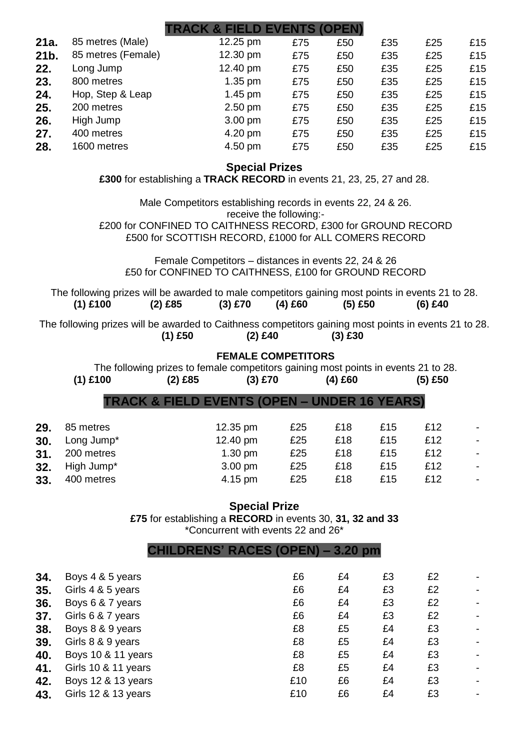## TRACK & FIELD EVENTS (OPEN)

| | | | | | | | |
|---|---|---|---|---|---|---|---|
| **21a.** | 85 metres (Male) | 12.25 pm | £75 | £50 | £35 | £25 | £15 |
| **21b.** | 85 metres (Female) | 12.30 pm | £75 | £50 | £35 | £25 | £15 |
| **22.** | Long Jump | 12.40 pm | £75 | £50 | £35 | £25 | £15 |
| **23.** | 800 metres | 1.35 pm | £75 | £50 | £35 | £25 | £15 |
| **24.** | Hop, Step & Leap | 1.45 pm | £75 | £50 | £35 | £25 | £15 |
| **25.** | 200 metres | 2.50 pm | £75 | £50 | £35 | £25 | £15 |
| **26.** | High Jump | 3.00 pm | £75 | £50 | £35 | £25 | £15 |
| **27.** | 400 metres | 4.20 pm | £75 | £50 | £35 | £25 | £15 |
| **28.** | 1600 metres | 4.50 pm | £75 | £50 | £35 | £25 | £15 |

### Special Prizes

**£300** for establishing a **TRACK RECORD** in events 21, 23, 25, 27 and 28.

Male Competitors establishing records in events 22, 24 & 26.
receive the following:-
£200 for CONFINED TO CAITHNESS RECORD, £300 for GROUND RECORD
£500 for SCOTTISH RECORD, £1000 for ALL COMERS RECORD

Female Competitors – distances in events 22, 24 & 26
£50 for CONFINED TO CAITHNESS, £100 for GROUND RECORD

The following prizes will be awarded to male competitors gaining most points in events 21 to 28.
**(1) £100 (2) £85 (3) £70 (4) £60 (5) £50 (6) £40**

The following prizes will be awarded to Caithness competitors gaining most points in events 21 to 28.
**(1) £50 (2) £40 (3) £30**

**FEMALE COMPETITORS**

The following prizes to female competitors gaining most points in events 21 to 28.
**(1) £100 (2) £85 (3) £70 (4) £60 (5) £50**

## TRACK & FIELD EVENTS (OPEN – UNDER 16 YEARS)

| | | | | | | | |
|---|---|---|---|---|---|---|---|
| **29.** | 85 metres | 12.35 pm | £25 | £18 | £15 | £12 | - |
| **30.** | Long Jump* | 12.40 pm | £25 | £18 | £15 | £12 | - |
| **31.** | 200 metres | 1.30 pm | £25 | £18 | £15 | £12 | - |
| **32.** | High Jump* | 3.00 pm | £25 | £18 | £15 | £12 | - |
| **33.** | 400 metres | 4.15 pm | £25 | £18 | £15 | £12 | - |

### Special Prize

**£75** for establishing a **RECORD** in events 30, **31, 32 and 33**
*Concurrent with events 22 and 26*

## CHILDRENS' RACES (OPEN) – 3.20 pm

| | | | | | | |
|---|---|---|---|---|---|---|
| **34.** | Boys 4 & 5 years | £6 | £4 | £3 | £2 | - |
| **35.** | Girls 4 & 5 years | £6 | £4 | £3 | £2 | - |
| **36.** | Boys 6 & 7 years | £6 | £4 | £3 | £2 | - |
| **37.** | Girls 6 & 7 years | £6 | £4 | £3 | £2 | - |
| **38.** | Boys 8 & 9 years | £8 | £5 | £4 | £3 | - |
| **39.** | Girls 8 & 9 years | £8 | £5 | £4 | £3 | - |
| **40.** | Boys 10 & 11 years | £8 | £5 | £4 | £3 | - |
| **41.** | Girls 10 & 11 years | £8 | £5 | £4 | £3 | - |
| **42.** | Boys 12 & 13 years | £10 | £6 | £4 | £3 | - |
| **43.** | Girls 12 & 13 years | £10 | £6 | £4 | £3 | - |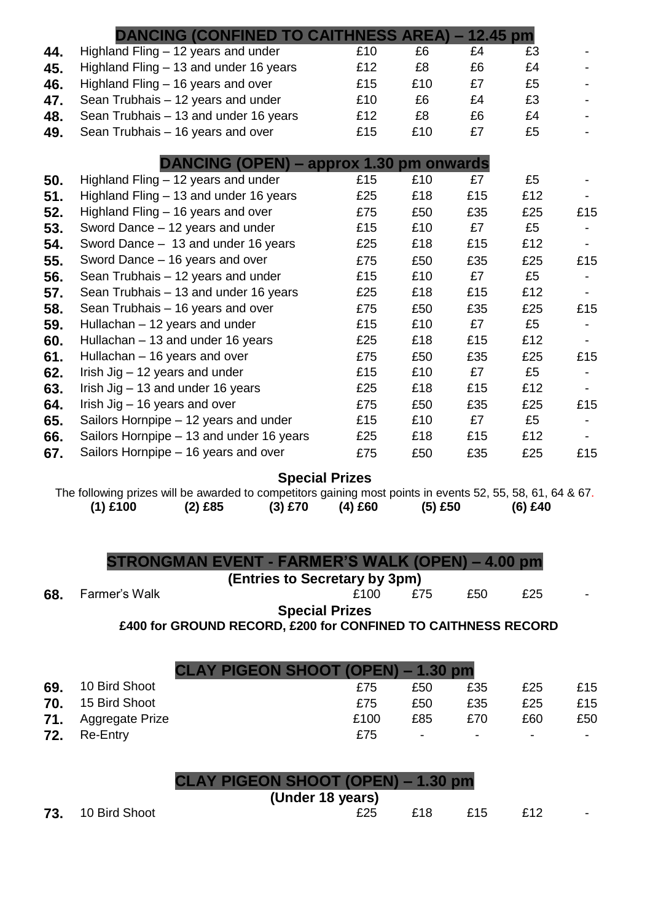## DANCING (CONFINED TO CAITHNESS AREA) – 12.45 pm

| No. | Event | 1st | 2nd | 3rd | 4th | 5th |
|---|---|---|---|---|---|---|
| **44.** | Highland Fling – 12 years and under | £10 | £6 | £4 | £3 | - |
| **45.** | Highland Fling – 13 and under 16 years | £12 | £8 | £6 | £4 | - |
| **46.** | Highland Fling – 16 years and over | £15 | £10 | £7 | £5 | - |
| **47.** | Sean Trubhais – 12 years and under | £10 | £6 | £4 | £3 | - |
| **48.** | Sean Trubhais – 13 and under 16 years | £12 | £8 | £6 | £4 | - |
| **49.** | Sean Trubhais – 16 years and over | £15 | £10 | £7 | £5 | - |

## DANCING (OPEN) – approx 1.30 pm onwards

| No. | Event | 1st | 2nd | 3rd | 4th | 5th |
|---|---|---|---|---|---|---|
| **50.** | Highland Fling – 12 years and under | £15 | £10 | £7 | £5 | - |
| **51.** | Highland Fling – 13 and under 16 years | £25 | £18 | £15 | £12 | - |
| **52.** | Highland Fling – 16 years and over | £75 | £50 | £35 | £25 | £15 |
| **53.** | Sword Dance – 12 years and under | £15 | £10 | £7 | £5 | - |
| **54.** | Sword Dance – 13 and under 16 years | £25 | £18 | £15 | £12 | - |
| **55.** | Sword Dance – 16 years and over | £75 | £50 | £35 | £25 | £15 |
| **56.** | Sean Trubhais – 12 years and under | £15 | £10 | £7 | £5 | - |
| **57.** | Sean Trubhais – 13 and under 16 years | £25 | £18 | £15 | £12 | - |
| **58.** | Sean Trubhais – 16 years and over | £75 | £50 | £35 | £25 | £15 |
| **59.** | Hullachan – 12 years and under | £15 | £10 | £7 | £5 | - |
| **60.** | Hullachan – 13 and under 16 years | £25 | £18 | £15 | £12 | - |
| **61.** | Hullachan – 16 years and over | £75 | £50 | £35 | £25 | £15 |
| **62.** | Irish Jig – 12 years and under | £15 | £10 | £7 | £5 | - |
| **63.** | Irish Jig – 13 and under 16 years | £25 | £18 | £15 | £12 | - |
| **64.** | Irish Jig – 16 years and over | £75 | £50 | £35 | £25 | £15 |
| **65.** | Sailors Hornpipe – 12 years and under | £15 | £10 | £7 | £5 | - |
| **66.** | Sailors Hornpipe – 13 and under 16 years | £25 | £18 | £15 | £12 | - |
| **67.** | Sailors Hornpipe – 16 years and over | £75 | £50 | £35 | £25 | £15 |

### Special Prizes

The following prizes will be awarded to competitors gaining most points in events 52, 55, 58, 61, 64 & 67.

**(1) £100 (2) £85 (3) £70 (4) £60 (5) £50 (6) £40**

## STRONGMAN EVENT - FARMER'S WALK (OPEN) – 4.00 pm

**(Entries to Secretary by 3pm)**

| No. | Event | 1st | 2nd | 3rd | 4th | 5th |
|---|---|---|---|---|---|---|
| **68.** | Farmer's Walk | £100 | £75 | £50 | £25 | - |

### Special Prizes

**£400 for GROUND RECORD, £200 for CONFINED TO CAITHNESS RECORD**

## CLAY PIGEON SHOOT (OPEN) – 1.30 pm

| No. | Event | 1st | 2nd | 3rd | 4th | 5th |
|---|---|---|---|---|---|---|
| **69.** | 10 Bird Shoot | £75 | £50 | £35 | £25 | £15 |
| **70.** | 15 Bird Shoot | £75 | £50 | £35 | £25 | £15 |
| **71.** | Aggregate Prize | £100 | £85 | £70 | £60 | £50 |
| **72.** | Re-Entry | £75 | - | - | - | - |

## CLAY PIGEON SHOOT (OPEN) – 1.30 pm

**(Under 18 years)**

| No. | Event | 1st | 2nd | 3rd | 4th | 5th |
|---|---|---|---|---|---|---|
| **73.** | 10 Bird Shoot | £25 | £18 | £15 | £12 | - |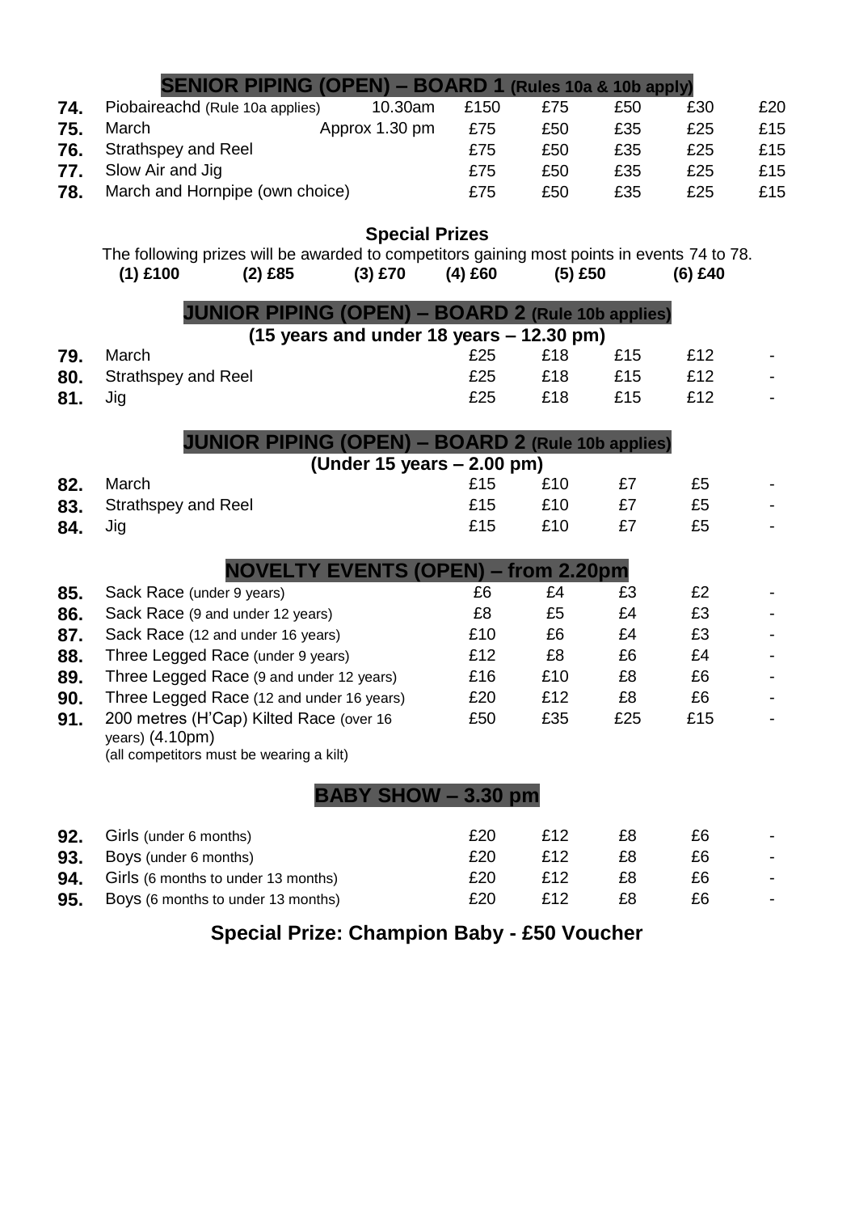## SENIOR PIPING (OPEN) – BOARD 1 (Rules 10a & 10b apply)

| | | | | | | | |
|---|---|---|---|---|---|---|---|
| **74.** | Piobaireachd (Rule 10a applies) | 10.30am | £150 | £75 | £50 | £30 | £20 |
| **75.** | March | Approx 1.30 pm | £75 | £50 | £35 | £25 | £15 |
| **76.** | Strathspey and Reel | | £75 | £50 | £35 | £25 | £15 |
| **77.** | Slow Air and Jig | | £75 | £50 | £35 | £25 | £15 |
| **78.** | March and Hornpipe (own choice) | | £75 | £50 | £35 | £25 | £15 |

### Special Prizes

The following prizes will be awarded to competitors gaining most points in events 74 to 78.

**(1) £100 (2) £85 (3) £70 (4) £60 (5) £50 (6) £40**

## JUNIOR PIPING (OPEN) – BOARD 2 (Rule 10b applies)

**(15 years and under 18 years – 12.30 pm)**

| | | | | | | |
|---|---|---|---|---|---|---|
| **79.** | March | £25 | £18 | £15 | £12 | - |
| **80.** | Strathspey and Reel | £25 | £18 | £15 | £12 | - |
| **81.** | Jig | £25 | £18 | £15 | £12 | - |

## JUNIOR PIPING (OPEN) – BOARD 2 (Rule 10b applies)

**(Under 15 years – 2.00 pm)**

| | | | | | | |
|---|---|---|---|---|---|---|
| **82.** | March | £15 | £10 | £7 | £5 | - |
| **83.** | Strathspey and Reel | £15 | £10 | £7 | £5 | - |
| **84.** | Jig | £15 | £10 | £7 | £5 | - |

## NOVELTY EVENTS (OPEN) – from 2.20pm

| | | | | | | |
|---|---|---|---|---|---|---|
| **85.** | Sack Race (under 9 years) | £6 | £4 | £3 | £2 | - |
| **86.** | Sack Race (9 and under 12 years) | £8 | £5 | £4 | £3 | - |
| **87.** | Sack Race (12 and under 16 years) | £10 | £6 | £4 | £3 | - |
| **88.** | Three Legged Race (under 9 years) | £12 | £8 | £6 | £4 | - |
| **89.** | Three Legged Race (9 and under 12 years) | £16 | £10 | £8 | £6 | - |
| **90.** | Three Legged Race (12 and under 16 years) | £20 | £12 | £8 | £6 | - |
| **91.** | 200 metres (H'Cap) Kilted Race (over 16 years) (4.10pm) (all competitors must be wearing a kilt) | £50 | £35 | £25 | £15 | - |

## BABY SHOW – 3.30 pm

| | | | | | | |
|---|---|---|---|---|---|---|
| **92.** | Girls (under 6 months) | £20 | £12 | £8 | £6 | - |
| **93.** | Boys (under 6 months) | £20 | £12 | £8 | £6 | - |
| **94.** | Girls (6 months to under 13 months) | £20 | £12 | £8 | £6 | - |
| **95.** | Boys (6 months to under 13 months) | £20 | £12 | £8 | £6 | - |

### Special Prize: Champion Baby - £50 Voucher